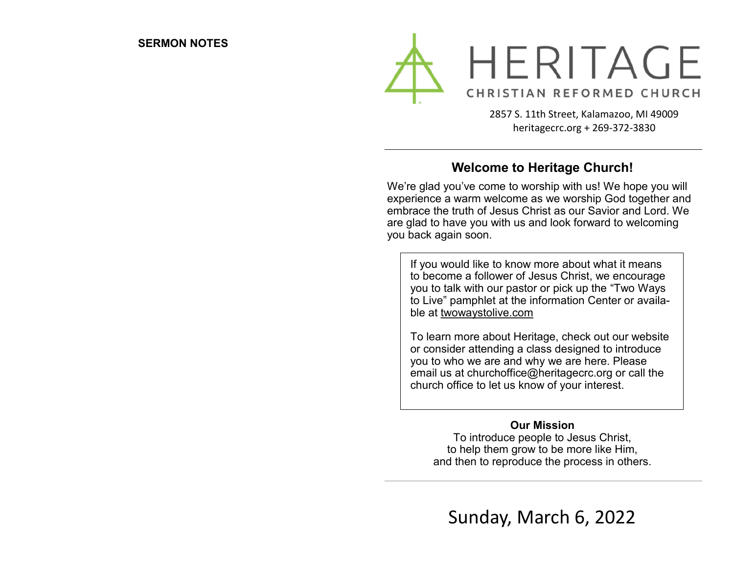**SERMON NOTES**

# HERITAGE

CHRISTIAN REFORMED CHURCH

2857 S. 11th Street, Kalamazoo, MI 49009
heritagecrc.org + 269-372-3830

## Welcome to Heritage Church!

We're glad you've come to worship with us! We hope you will experience a warm welcome as we worship God together and embrace the truth of Jesus Christ as our Savior and Lord. We are glad to have you with us and look forward to welcoming you back again soon.

If you would like to know more about what it means to become a follower of Jesus Christ, we encourage you to talk with our pastor or pick up the "Two Ways to Live" pamphlet at the information Center or available at twowaystolive.com

To learn more about Heritage, check out our website or consider attending a class designed to introduce you to who we are and why we are here. Please email us at churchoffice@heritagecrc.org or call the church office to let us know of your interest.

**Our Mission**

To introduce people to Jesus Christ,
to help them grow to be more like Him,
and then to reproduce the process in others.

Sunday, March 6, 2022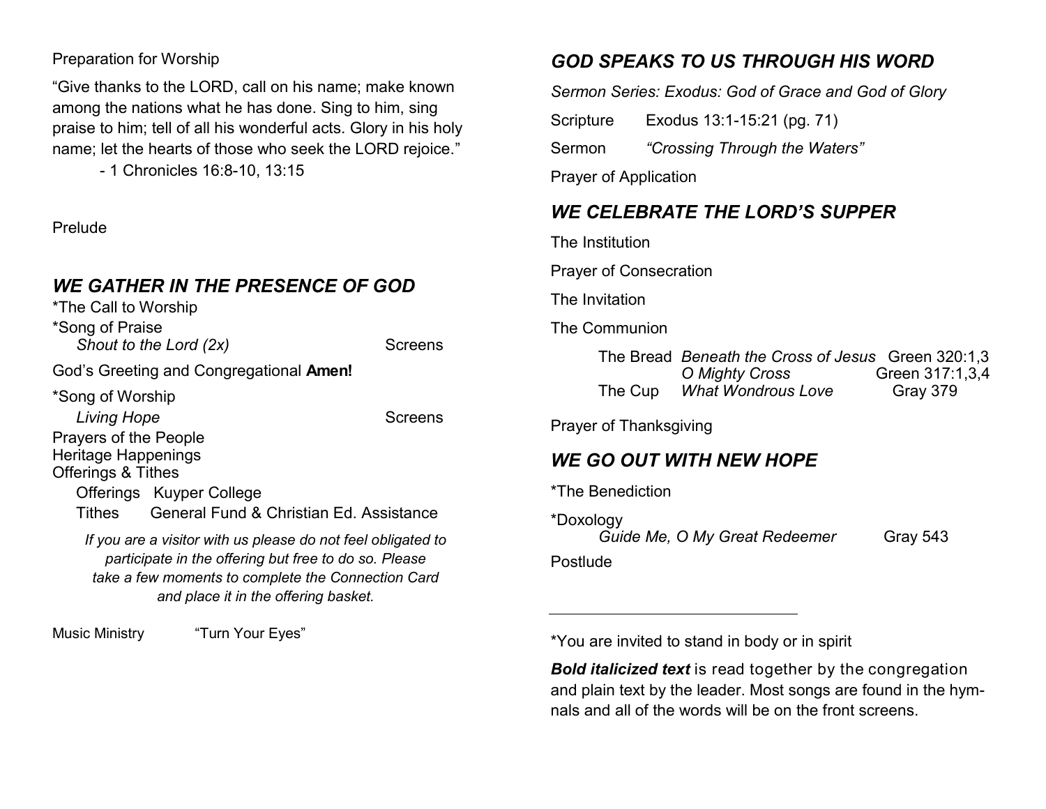Preparation for Worship

"Give thanks to the LORD, call on his name; make known among the nations what he has done. Sing to him, sing praise to him; tell of all his wonderful acts. Glory in his holy name; let the hearts of those who seek the LORD rejoice."

- 1 Chronicles 16:8-10, 13:15

Prelude

## *WE GATHER IN THE PRESENCE OF GOD*

*The Call to Worship

*Song of Praise
*Shout to the Lord (2x)* Screens

God's Greeting and Congregational **Amen!**

*Song of Worship
*Living Hope* Screens

Prayers of the People
Heritage Happenings
Offerings & Tithes

Offerings Kuyper College
Tithes General Fund & Christian Ed. Assistance

*If you are a visitor with us please do not feel obligated to participate in the offering but free to do so. Please take a few moments to complete the Connection Card and place it in the offering basket.*

Music Ministry "Turn Your Eyes"

## *GOD SPEAKS TO US THROUGH HIS WORD*

*Sermon Series: Exodus: God of Grace and God of Glory*

Scripture Exodus 13:1-15:21 (pg. 71)

Sermon *"Crossing Through the Waters"*

Prayer of Application

## *WE CELEBRATE THE LORD'S SUPPER*

The Institution

Prayer of Consecration

The Invitation

The Communion

| | | |
|---|---|---|
| The Bread | *Beneath the Cross of Jesus* | Green 320:1,3 |
| | *O Mighty Cross* | Green 317:1,3,4 |
| The Cup | *What Wondrous Love* | Gray 379 |

Prayer of Thanksgiving

## *WE GO OUT WITH NEW HOPE*

*The Benediction

*Doxology
*Guide Me, O My Great Redeemer* Gray 543

Postlude

---

*You are invited to stand in body or in spirit

***Bold italicized text*** is read together by the congregation and plain text by the leader. Most songs are found in the hymnals and all of the words will be on the front screens.